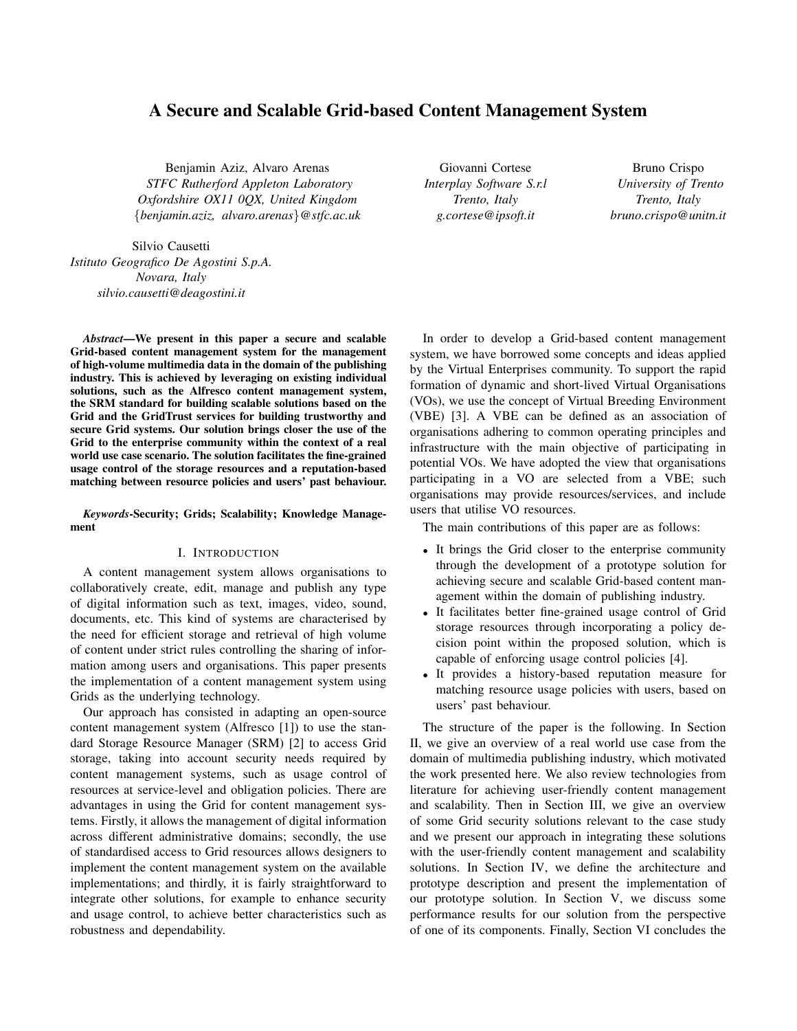# A Secure and Scalable Grid-based Content Management System

Benjamin Aziz, Alvaro Arenas
*STFC Rutherford Appleton Laboratory*
*Oxfordshire OX11 0QX, United Kingdom*
*{benjamin.aziz, alvaro.arenas}@stfc.ac.uk*

Giovanni Cortese
*Interplay Software S.r.l*
*Trento, Italy*
*g.cortese@ipsoft.it*

Bruno Crispo
*University of Trento*
*Trento, Italy*
*bruno.crispo@unitn.it*

Silvio Causetti
*Istituto Geografico De Agostini S.p.A.*
*Novara, Italy*
*silvio.causetti@deagostini.it*

***Abstract*—We present in this paper a secure and scalable Grid-based content management system for the management of high-volume multimedia data in the domain of the publishing industry. This is achieved by leveraging on existing individual solutions, such as the Alfresco content management system, the SRM standard for building scalable solutions based on the Grid and the GridTrust services for building trustworthy and secure Grid systems. Our solution brings closer the use of the Grid to the enterprise community within the context of a real world use case scenario. The solution facilitates the fine-grained usage control of the storage resources and a reputation-based matching between resource policies and users' past behaviour.**

***Keywords*-Security; Grids; Scalability; Knowledge Management**

## I. Introduction

A content management system allows organisations to collaboratively create, edit, manage and publish any type of digital information such as text, images, video, sound, documents, etc. This kind of systems are characterised by the need for efficient storage and retrieval of high volume of content under strict rules controlling the sharing of information among users and organisations. This paper presents the implementation of a content management system using Grids as the underlying technology.

Our approach has consisted in adapting an open-source content management system (Alfresco [1]) to use the standard Storage Resource Manager (SRM) [2] to access Grid storage, taking into account security needs required by content management systems, such as usage control of resources at service-level and obligation policies. There are advantages in using the Grid for content management systems. Firstly, it allows the management of digital information across different administrative domains; secondly, the use of standardised access to Grid resources allows designers to implement the content management system on the available implementations; and thirdly, it is fairly straightforward to integrate other solutions, for example to enhance security and usage control, to achieve better characteristics such as robustness and dependability.

In order to develop a Grid-based content management system, we have borrowed some concepts and ideas applied by the Virtual Enterprises community. To support the rapid formation of dynamic and short-lived Virtual Organisations (VOs), we use the concept of Virtual Breeding Environment (VBE) [3]. A VBE can be defined as an association of organisations adhering to common operating principles and infrastructure with the main objective of participating in potential VOs. We have adopted the view that organisations participating in a VO are selected from a VBE; such organisations may provide resources/services, and include users that utilise VO resources.

The main contributions of this paper are as follows:

- It brings the Grid closer to the enterprise community through the development of a prototype solution for achieving secure and scalable Grid-based content management within the domain of publishing industry.
- It facilitates better fine-grained usage control of Grid storage resources through incorporating a policy decision point within the proposed solution, which is capable of enforcing usage control policies [4].
- It provides a history-based reputation measure for matching resource usage policies with users, based on users' past behaviour.

The structure of the paper is the following. In Section II, we give an overview of a real world use case from the domain of multimedia publishing industry, which motivated the work presented here. We also review technologies from literature for achieving user-friendly content management and scalability. Then in Section III, we give an overview of some Grid security solutions relevant to the case study and we present our approach in integrating these solutions with the user-friendly content management and scalability solutions. In Section IV, we define the architecture and prototype description and present the implementation of our prototype solution. In Section V, we discuss some performance results for our solution from the perspective of one of its components. Finally, Section VI concludes the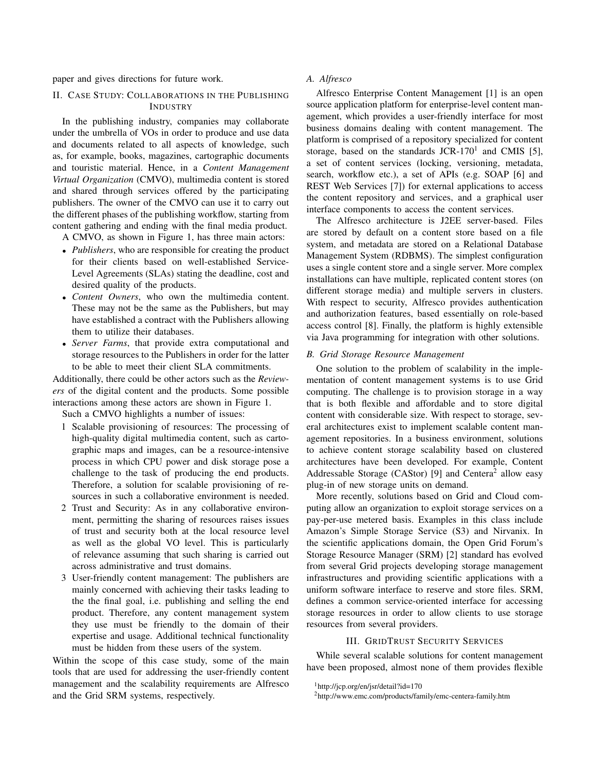paper and gives directions for future work.

## II. Case Study: Collaborations in the Publishing Industry

In the publishing industry, companies may collaborate under the umbrella of VOs in order to produce and use data and documents related to all aspects of knowledge, such as, for example, books, magazines, cartographic documents and touristic material. Hence, in a *Content Management Virtual Organization* (CMVO), multimedia content is stored and shared through services offered by the participating publishers. The owner of the CMVO can use it to carry out the different phases of the publishing workflow, starting from content gathering and ending with the final media product.

A CMVO, as shown in Figure 1, has three main actors:

- *Publishers*, who are responsible for creating the product for their clients based on well-established Service-Level Agreements (SLAs) stating the deadline, cost and desired quality of the products.
- *Content Owners*, who own the multimedia content. These may not be the same as the Publishers, but may have established a contract with the Publishers allowing them to utilize their databases.
- *Server Farms*, that provide extra computational and storage resources to the Publishers in order for the latter to be able to meet their client SLA commitments.

Additionally, there could be other actors such as the *Reviewers* of the digital content and the products. Some possible interactions among these actors are shown in Figure 1.

Such a CMVO highlights a number of issues:

1. Scalable provisioning of resources: The processing of high-quality digital multimedia content, such as cartographic maps and images, can be a resource-intensive process in which CPU power and disk storage pose a challenge to the task of producing the end products. Therefore, a solution for scalable provisioning of resources in such a collaborative environment is needed.
2. Trust and Security: As in any collaborative environment, permitting the sharing of resources raises issues of trust and security both at the local resource level as well as the global VO level. This is particularly of relevance assuming that such sharing is carried out across administrative and trust domains.
3. User-friendly content management: The publishers are mainly concerned with achieving their tasks leading to the the final goal, i.e. publishing and selling the end product. Therefore, any content management system they use must be friendly to the domain of their expertise and usage. Additional technical functionality must be hidden from these users of the system.

Within the scope of this case study, some of the main tools that are used for addressing the user-friendly content management and the scalability requirements are Alfresco and the Grid SRM systems, respectively.

### A. Alfresco

Alfresco Enterprise Content Management [1] is an open source application platform for enterprise-level content management, which provides a user-friendly interface for most business domains dealing with content management. The platform is comprised of a repository specialized for content storage, based on the standards JCR-170[1] and CMIS [5], a set of content services (locking, versioning, metadata, search, workflow etc.), a set of APIs (e.g. SOAP [6] and REST Web Services [7]) for external applications to access the content repository and services, and a graphical user interface components to access the content services.

The Alfresco architecture is J2EE server-based. Files are stored by default on a content store based on a file system, and metadata are stored on a Relational Database Management System (RDBMS). The simplest configuration uses a single content store and a single server. More complex installations can have multiple, replicated content stores (on different storage media) and multiple servers in clusters. With respect to security, Alfresco provides authentication and authorization features, based essentially on role-based access control [8]. Finally, the platform is highly extensible via Java programming for integration with other solutions.

### B. Grid Storage Resource Management

One solution to the problem of scalability in the implementation of content management systems is to use Grid computing. The challenge is to provision storage in a way that is both flexible and affordable and to store digital content with considerable size. With respect to storage, several architectures exist to implement scalable content management repositories. In a business environment, solutions to achieve content storage scalability based on clustered architectures have been developed. For example, Content Addressable Storage (CAStor) [9] and Centera[2] allow easy plug-in of new storage units on demand.

More recently, solutions based on Grid and Cloud computing allow an organization to exploit storage services on a pay-per-use metered basis. Examples in this class include Amazon's Simple Storage Service (S3) and Nirvanix. In the scientific applications domain, the Open Grid Forum's Storage Resource Manager (SRM) [2] standard has evolved from several Grid projects developing storage management infrastructures and providing scientific applications with a uniform software interface to reserve and store files. SRM, defines a common service-oriented interface for accessing storage resources in order to allow clients to use storage resources from several providers.

## III. GridTrust Security Services

While several scalable solutions for content management have been proposed, almost none of them provides flexible

[1] http://jcp.org/en/jsr/detail?id=170

[2] http://www.emc.com/products/family/emc-centera-family.htm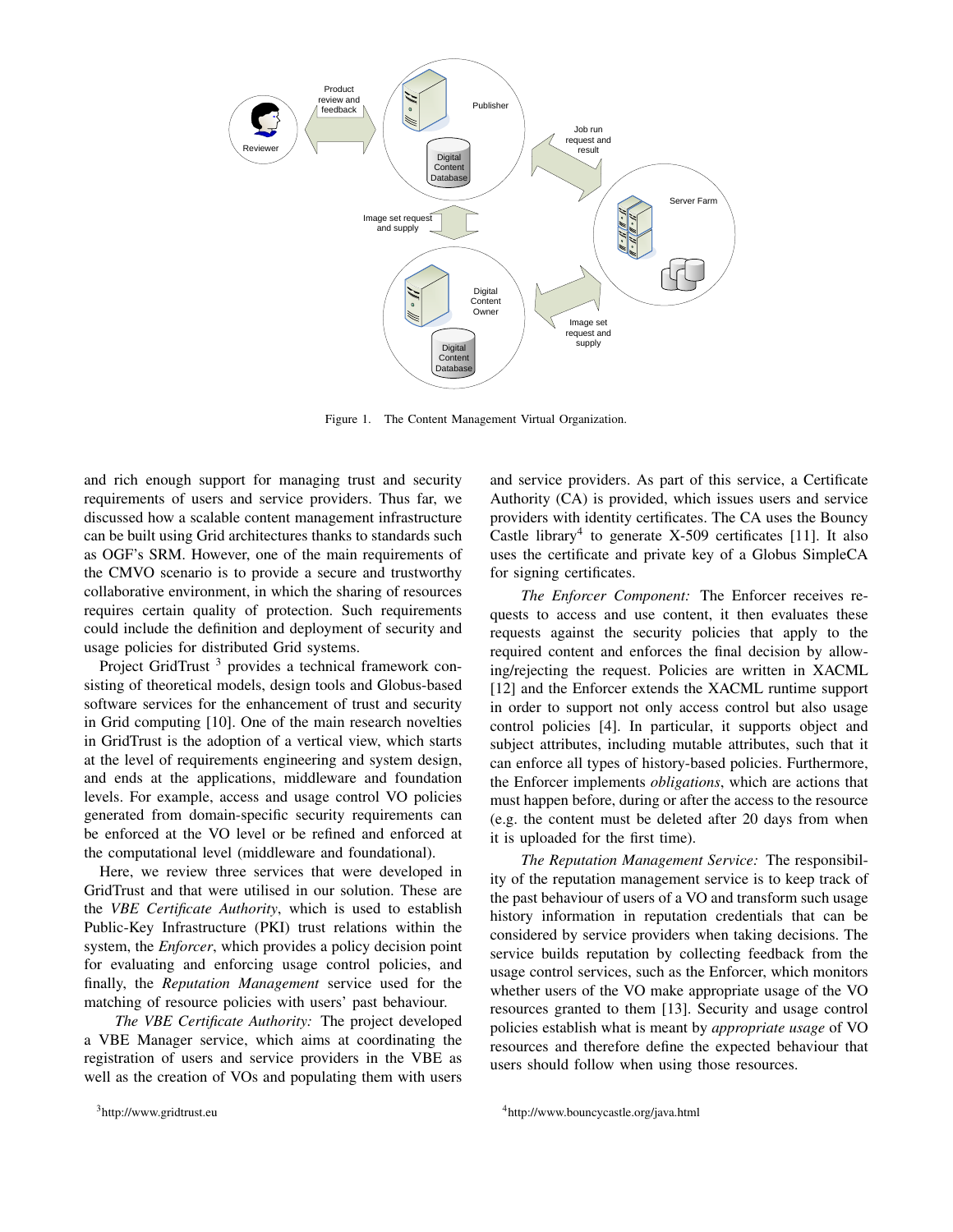Figure 1. The Content Management Virtual Organization.

and rich enough support for managing trust and security requirements of users and service providers. Thus far, we discussed how a scalable content management infrastructure can be built using Grid architectures thanks to standards such as OGF's SRM. However, one of the main requirements of the CMVO scenario is to provide a secure and trustworthy collaborative environment, in which the sharing of resources requires certain quality of protection. Such requirements could include the definition and deployment of security and usage policies for distributed Grid systems.

Project GridTrust [3] provides a technical framework consisting of theoretical models, design tools and Globus-based software services for the enhancement of trust and security in Grid computing [10]. One of the main research novelties in GridTrust is the adoption of a vertical view, which starts at the level of requirements engineering and system design, and ends at the applications, middleware and foundation levels. For example, access and usage control VO policies generated from domain-specific security requirements can be enforced at the VO level or be refined and enforced at the computational level (middleware and foundational).

Here, we review three services that were developed in GridTrust and that were utilised in our solution. These are the *VBE Certificate Authority*, which is used to establish Public-Key Infrastructure (PKI) trust relations within the system, the *Enforcer*, which provides a policy decision point for evaluating and enforcing usage control policies, and finally, the *Reputation Management* service used for the matching of resource policies with users' past behaviour.

*The VBE Certificate Authority:* The project developed a VBE Manager service, which aims at coordinating the registration of users and service providers in the VBE as well as the creation of VOs and populating them with users and service providers. As part of this service, a Certificate Authority (CA) is provided, which issues users and service providers with identity certificates. The CA uses the Bouncy Castle library[4] to generate X-509 certificates [11]. It also uses the certificate and private key of a Globus SimpleCA for signing certificates.

*The Enforcer Component:* The Enforcer receives requests to access and use content, it then evaluates these requests against the security policies that apply to the required content and enforces the final decision by allowing/rejecting the request. Policies are written in XACML [12] and the Enforcer extends the XACML runtime support in order to support not only access control but also usage control policies [4]. In particular, it supports object and subject attributes, including mutable attributes, such that it can enforce all types of history-based policies. Furthermore, the Enforcer implements *obligations*, which are actions that must happen before, during or after the access to the resource (e.g. the content must be deleted after 20 days from when it is uploaded for the first time).

*The Reputation Management Service:* The responsibility of the reputation management service is to keep track of the past behaviour of users of a VO and transform such usage history information in reputation credentials that can be considered by service providers when taking decisions. The service builds reputation by collecting feedback from the usage control services, such as the Enforcer, which monitors whether users of the VO make appropriate usage of the VO resources granted to them [13]. Security and usage control policies establish what is meant by *appropriate usage* of VO resources and therefore define the expected behaviour that users should follow when using those resources.

[3]http://www.gridtrust.eu

[4]http://www.bouncycastle.org/java.html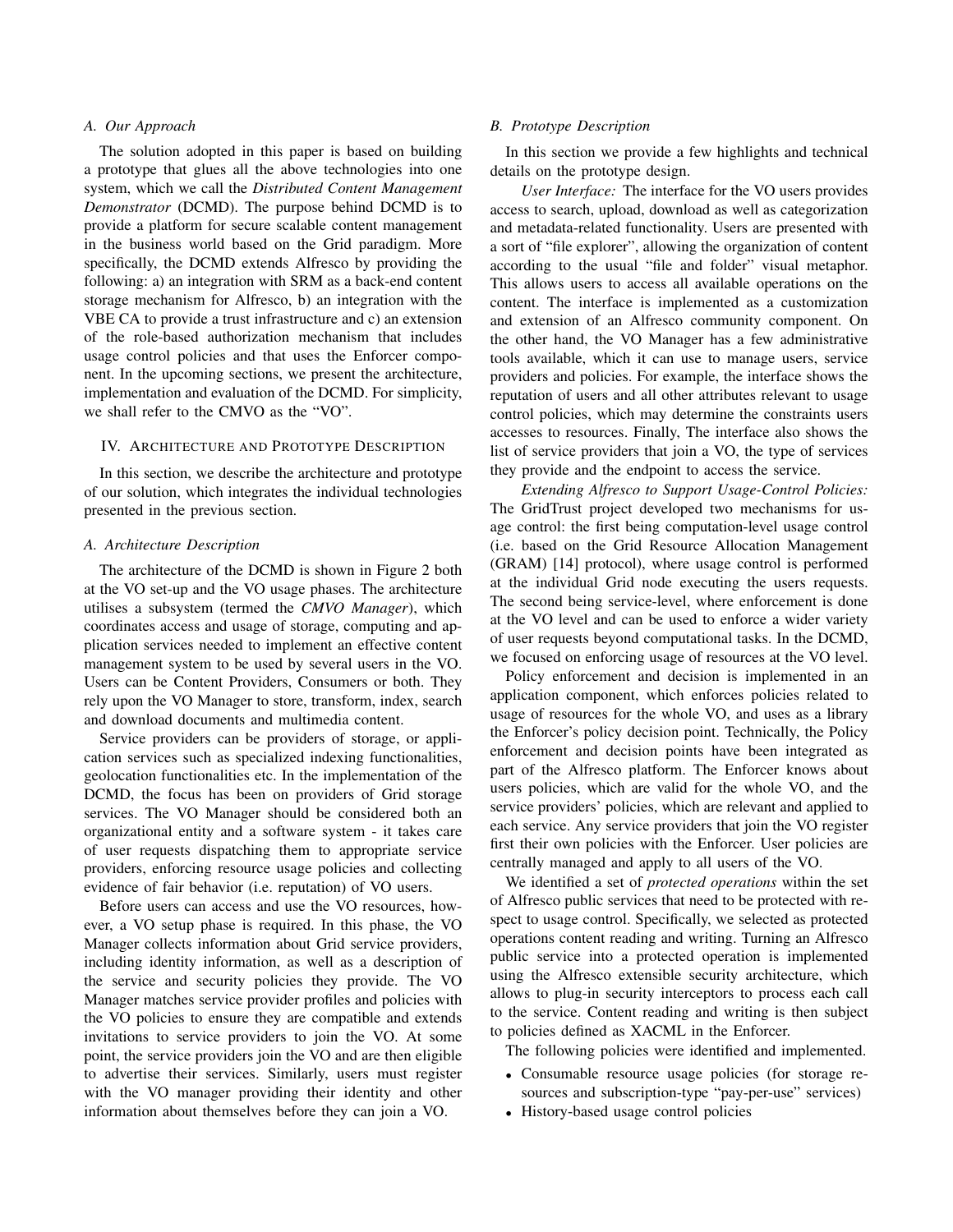### A. Our Approach

The solution adopted in this paper is based on building a prototype that glues all the above technologies into one system, which we call the *Distributed Content Management Demonstrator* (DCMD). The purpose behind DCMD is to provide a platform for secure scalable content management in the business world based on the Grid paradigm. More specifically, the DCMD extends Alfresco by providing the following: a) an integration with SRM as a back-end content storage mechanism for Alfresco, b) an integration with the VBE CA to provide a trust infrastructure and c) an extension of the role-based authorization mechanism that includes usage control policies and that uses the Enforcer component. In the upcoming sections, we present the architecture, implementation and evaluation of the DCMD. For simplicity, we shall refer to the CMVO as the "VO".

## IV. Architecture and Prototype Description

In this section, we describe the architecture and prototype of our solution, which integrates the individual technologies presented in the previous section.

### A. Architecture Description

The architecture of the DCMD is shown in Figure 2 both at the VO set-up and the VO usage phases. The architecture utilises a subsystem (termed the *CMVO Manager*), which coordinates access and usage of storage, computing and application services needed to implement an effective content management system to be used by several users in the VO. Users can be Content Providers, Consumers or both. They rely upon the VO Manager to store, transform, index, search and download documents and multimedia content.

Service providers can be providers of storage, or application services such as specialized indexing functionalities, geolocation functionalities etc. In the implementation of the DCMD, the focus has been on providers of Grid storage services. The VO Manager should be considered both an organizational entity and a software system - it takes care of user requests dispatching them to appropriate service providers, enforcing resource usage policies and collecting evidence of fair behavior (i.e. reputation) of VO users.

Before users can access and use the VO resources, however, a VO setup phase is required. In this phase, the VO Manager collects information about Grid service providers, including identity information, as well as a description of the service and security policies they provide. The VO Manager matches service provider profiles and policies with the VO policies to ensure they are compatible and extends invitations to service providers to join the VO. At some point, the service providers join the VO and are then eligible to advertise their services. Similarly, users must register with the VO manager providing their identity and other information about themselves before they can join a VO.

### B. Prototype Description

In this section we provide a few highlights and technical details on the prototype design.

*User Interface:* The interface for the VO users provides access to search, upload, download as well as categorization and metadata-related functionality. Users are presented with a sort of "file explorer", allowing the organization of content according to the usual "file and folder" visual metaphor. This allows users to access all available operations on the content. The interface is implemented as a customization and extension of an Alfresco community component. On the other hand, the VO Manager has a few administrative tools available, which it can use to manage users, service providers and policies. For example, the interface shows the reputation of users and all other attributes relevant to usage control policies, which may determine the constraints users accesses to resources. Finally, The interface also shows the list of service providers that join a VO, the type of services they provide and the endpoint to access the service.

*Extending Alfresco to Support Usage-Control Policies:* The GridTrust project developed two mechanisms for usage control: the first being computation-level usage control (i.e. based on the Grid Resource Allocation Management (GRAM) [14] protocol), where usage control is performed at the individual Grid node executing the users requests. The second being service-level, where enforcement is done at the VO level and can be used to enforce a wider variety of user requests beyond computational tasks. In the DCMD, we focused on enforcing usage of resources at the VO level.

Policy enforcement and decision is implemented in an application component, which enforces policies related to usage of resources for the whole VO, and uses as a library the Enforcer's policy decision point. Technically, the Policy enforcement and decision points have been integrated as part of the Alfresco platform. The Enforcer knows about users policies, which are valid for the whole VO, and the service providers' policies, which are relevant and applied to each service. Any service providers that join the VO register first their own policies with the Enforcer. User policies are centrally managed and apply to all users of the VO.

We identified a set of *protected operations* within the set of Alfresco public services that need to be protected with respect to usage control. Specifically, we selected as protected operations content reading and writing. Turning an Alfresco public service into a protected operation is implemented using the Alfresco extensible security architecture, which allows to plug-in security interceptors to process each call to the service. Content reading and writing is then subject to policies defined as XACML in the Enforcer.

The following policies were identified and implemented.

- Consumable resource usage policies (for storage resources and subscription-type "pay-per-use" services)
- History-based usage control policies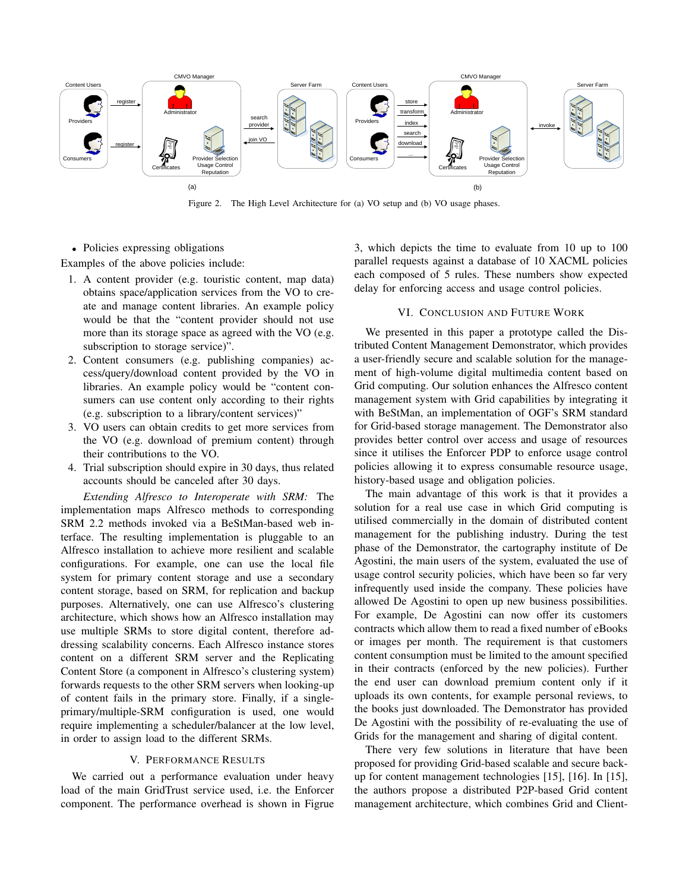Figure 2. The High Level Architecture for (a) VO setup and (b) VO usage phases.

- Policies expressing obligations

Examples of the above policies include:

1. A content provider (e.g. touristic content, map data) obtains space/application services from the VO to create and manage content libraries. An example policy would be that the "content provider should not use more than its storage space as agreed with the VO (e.g. subscription to storage service)".
2. Content consumers (e.g. publishing companies) access/query/download content provided by the VO in libraries. An example policy would be "content consumers can use content only according to their rights (e.g. subscription to a library/content services)"
3. VO users can obtain credits to get more services from the VO (e.g. download of premium content) through their contributions to the VO.
4. Trial subscription should expire in 30 days, thus related accounts should be canceled after 30 days.

*Extending Alfresco to Interoperate with SRM:* The implementation maps Alfresco methods to corresponding SRM 2.2 methods invoked via a BeStMan-based web interface. The resulting implementation is pluggable to an Alfresco installation to achieve more resilient and scalable configurations. For example, one can use the local file system for primary content storage and use a secondary content storage, based on SRM, for replication and backup purposes. Alternatively, one can use Alfresco's clustering architecture, which shows how an Alfresco installation may use multiple SRMs to store digital content, therefore addressing scalability concerns. Each Alfresco instance stores content on a different SRM server and the Replicating Content Store (a component in Alfresco's clustering system) forwards requests to the other SRM servers when looking-up of content fails in the primary store. Finally, if a single-primary/multiple-SRM configuration is used, one would require implementing a scheduler/balancer at the low level, in order to assign load to the different SRMs.

## V. Performance Results

We carried out a performance evaluation under heavy load of the main GridTrust service used, i.e. the Enforcer component. The performance overhead is shown in Figrue 3, which depicts the time to evaluate from 10 up to 100 parallel requests against a database of 10 XACML policies each composed of 5 rules. These numbers show expected delay for enforcing access and usage control policies.

## VI. Conclusion and Future Work

We presented in this paper a prototype called the Distributed Content Management Demonstrator, which provides a user-friendly secure and scalable solution for the management of high-volume digital multimedia content based on Grid computing. Our solution enhances the Alfresco content management system with Grid capabilities by integrating it with BeStMan, an implementation of OGF's SRM standard for Grid-based storage management. The Demonstrator also provides better control over access and usage of resources since it utilises the Enforcer PDP to enforce usage control policies allowing it to express consumable resource usage, history-based usage and obligation policies.

The main advantage of this work is that it provides a solution for a real use case in which Grid computing is utilised commercially in the domain of distributed content management for the publishing industry. During the test phase of the Demonstrator, the cartography institute of De Agostini, the main users of the system, evaluated the use of usage control security policies, which have been so far very infrequently used inside the company. These policies have allowed De Agostini to open up new business possibilities. For example, De Agostini can now offer its customers contracts which allow them to read a fixed number of eBooks or images per month. The requirement is that customers content consumption must be limited to the amount specified in their contracts (enforced by the new policies). Further the end user can download premium content only if it uploads its own contents, for example personal reviews, to the books just downloaded. The Demonstrator has provided De Agostini with the possibility of re-evaluating the use of Grids for the management and sharing of digital content.

There very few solutions in literature that have been proposed for providing Grid-based scalable and secure backup for content management technologies [15], [16]. In [15], the authors propose a distributed P2P-based Grid content management architecture, which combines Grid and Client-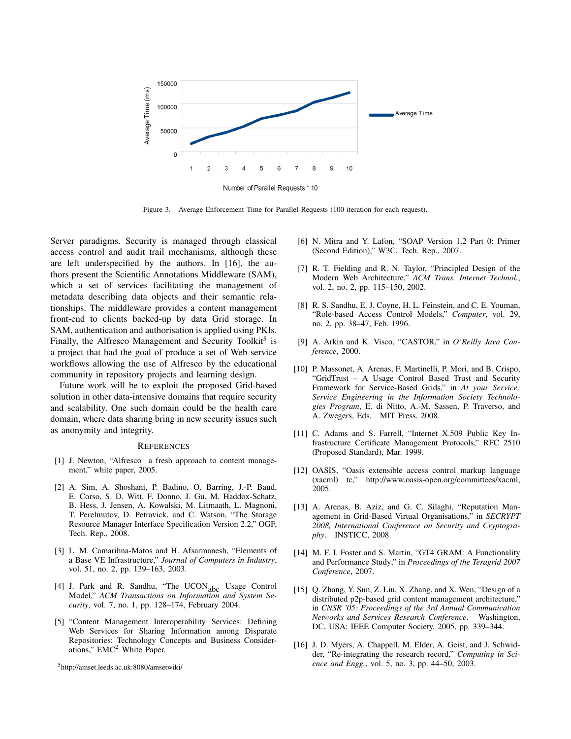150000
100000
50000
0
Average Time (ms)
1 2 3 4 5 6 7 8 9 10
Number of Parallel Requests * 10
Average Time

Figure 3. Average Enforcement Time for Parallel Requests (100 iteration for each request).

Server paradigms. Security is managed through classical access control and audit trail mechanisms, although these are left underspecified by the authors. In [16], the authors present the Scientific Annotations Middleware (SAM), which a set of services facilitating the management of metadata describing data objects and their semantic relationships. The middleware provides a content management front-end to clients backed-up by data Grid storage. In SAM, authentication and authorisation is applied using PKIs. Finally, the Alfresco Management and Security Toolkit[5] is a project that had the goal of produce a set of Web service workflows allowing the use of Alfresco by the educational community in repository projects and learning design.

Future work will be to exploit the proposed Grid-based solution in other data-intensive domains that require security and scalability. One such domain could be the health care domain, where data sharing bring in new security issues such as anonymity and integrity.

## References

[1] J. Newton, "Alfresco a fresh approach to content management," white paper, 2005.

[2] A. Sim, A. Shoshani, P. Badino, O. Barring, J.-P. Baud, E. Corso, S. D. Witt, F. Donno, J. Gu, M. Haddox-Schatz, B. Hess, J. Jensen, A. Kowalski, M. Litmaath, L. Magnoni, T. Perelmutov, D. Petravick, and C. Watson, "The Storage Resource Manager Interface Specification Version 2.2," OGF, Tech. Rep., 2008.

[3] L. M. Camarihna-Matos and H. Afsarmanesh, "Elements of a Base VE Infrastructure," *Journal of Computers in Industry*, vol. 51, no. 2, pp. 139–163, 2003.

[4] J. Park and R. Sandhu, "The $\text{UCON}_{\text{abc}}$ Usage Control Model," *ACM Transactions on Information and System Security*, vol. 7, no. 1, pp. 128–174, February 2004.

[5] "Content Management Interoperability Services: Defining Web Services for Sharing Information among Disparate Repositories: Technology Concepts and Business Considerations," $\text{EMC}^2$ White Paper.

[6] N. Mitra and Y. Lafon, "SOAP Version 1.2 Part 0: Primer (Second Edition)," W3C, Tech. Rep., 2007.

[7] R. T. Fielding and R. N. Taylor, "Principled Design of the Modern Web Architecture," *ACM Trans. Internet Technol.*, vol. 2, no. 2, pp. 115–150, 2002.

[8] R. S. Sandhu, E. J. Coyne, H. L. Feinstein, and C. E. Youman, "Role-based Access Control Models," *Computer*, vol. 29, no. 2, pp. 38–47, Feb. 1996.

[9] A. Arkin and K. Visco, "CASTOR," in *O'Reilly Java Conference*, 2000.

[10] P. Massonet, A. Arenas, F. Martinelli, P. Mori, and B. Crispo, "GridTrust – A Usage Control Based Trust and Security Framework for Service-Based Grids," in *At your Service: Service Engineering in the Information Society Technologies Program*, E. di Nitto, A.-M. Sassen, P. Traverso, and A. Zwegers, Eds. MIT Press, 2008.

[11] C. Adams and S. Farrell, "Internet X.509 Public Key Infrastructure Certificate Management Protocols," RFC 2510 (Proposed Standard), Mar. 1999.

[12] OASIS, "Oasis extensible access control markup language (xacml) tc," http://www.oasis-open.org/committees/xacml, 2005.

[13] A. Arenas, B. Aziz, and G. C. Silaghi, "Reputation Management in Grid-Based Virtual Organisations," in *SECRYPT 2008, International Conference on Security and Cryptography*. INSTICC, 2008.

[14] M. F. I. Foster and S. Martin, "GT4 GRAM: A Functionality and Performance Study," in *Proceedings of the Teragrid 2007 Conference*, 2007.

[15] Q. Zhang, Y. Sun, Z. Liu, X. Zhang, and X. Wen, "Design of a distributed p2p-based grid content management architecture," in *CNSR '05: Proceedings of the 3rd Annual Communication Networks and Services Research Conference*. Washington, DC, USA: IEEE Computer Society, 2005, pp. 339–344.

[16] J. D. Myers, A. Chappell, M. Elder, A. Geist, and J. Schwidder, "Re-integrating the research record," *Computing in Science and Engg.*, vol. 5, no. 3, pp. 44–50, 2003.

[5] http://amset.leeds.ac.uk:8080/amsetwiki/